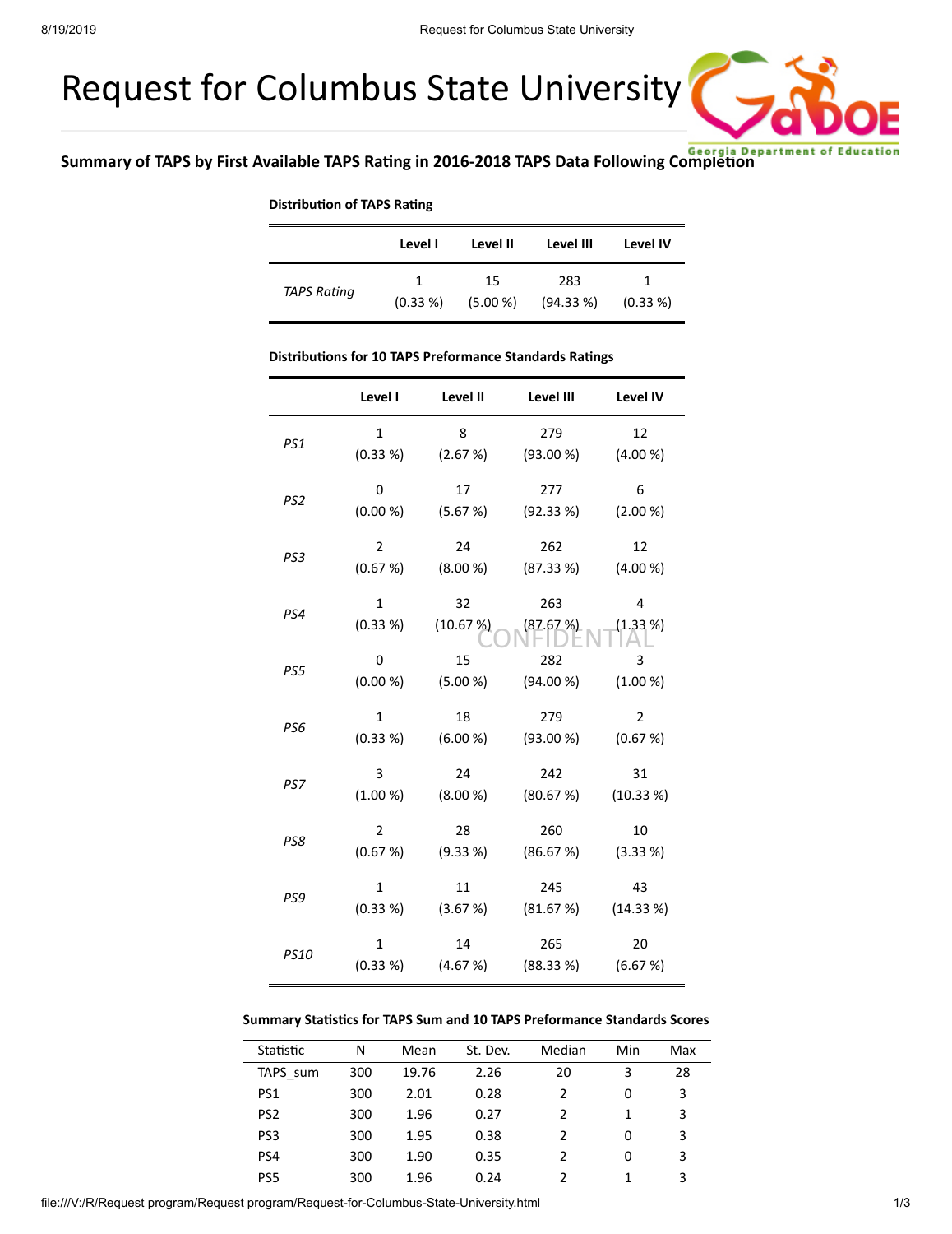# Request for Columbus State University

## Summary of TAPS by First Available TAPS Rating in 2016-2018 TAPS Data Following Completion

**Distribution of TAPS Rating**

| | Level I | Level II | Level III | Level IV |
|---|---|---|---|---|
| *TAPS Rating* | 1 (0.33 %) | 15 (5.00 %) | 283 (94.33 %) | 1 (0.33 %) |

**Distributions for 10 TAPS Preformance Standards Ratings**

| | Level I | Level II | Level III | Level IV |
|---|---|---|---|---|
| *PS1* | 1 (0.33 %) | 8 (2.67 %) | 279 (93.00 %) | 12 (4.00 %) |
| *PS2* | 0 (0.00 %) | 17 (5.67 %) | 277 (92.33 %) | 6 (2.00 %) |
| *PS3* | 2 (0.67 %) | 24 (8.00 %) | 262 (87.33 %) | 12 (4.00 %) |
| *PS4* | 1 (0.33 %) | 32 (10.67 %) | 263 (87.67 %) | 4 (1.33 %) |
| *PS5* | 0 (0.00 %) | 15 (5.00 %) | 282 (94.00 %) | 3 (1.00 %) |
| *PS6* | 1 (0.33 %) | 18 (6.00 %) | 279 (93.00 %) | 2 (0.67 %) |
| *PS7* | 3 (1.00 %) | 24 (8.00 %) | 242 (80.67 %) | 31 (10.33 %) |
| *PS8* | 2 (0.67 %) | 28 (9.33 %) | 260 (86.67 %) | 10 (3.33 %) |
| *PS9* | 1 (0.33 %) | 11 (3.67 %) | 245 (81.67 %) | 43 (14.33 %) |
| *PS10* | 1 (0.33 %) | 14 (4.67 %) | 265 (88.33 %) | 20 (6.67 %) |

**Summary Statistics for TAPS Sum and 10 TAPS Preformance Standards Scores**

| Statistic | N | Mean | St. Dev. | Median | Min | Max |
|---|---|---|---|---|---|---|
| TAPS_sum | 300 | 19.76 | 2.26 | 20 | 3 | 28 |
| PS1 | 300 | 2.01 | 0.28 | 2 | 0 | 3 |
| PS2 | 300 | 1.96 | 0.27 | 2 | 1 | 3 |
| PS3 | 300 | 1.95 | 0.38 | 2 | 0 | 3 |
| PS4 | 300 | 1.90 | 0.35 | 2 | 0 | 3 |
| PS5 | 300 | 1.96 | 0.24 | 2 | 1 | 3 |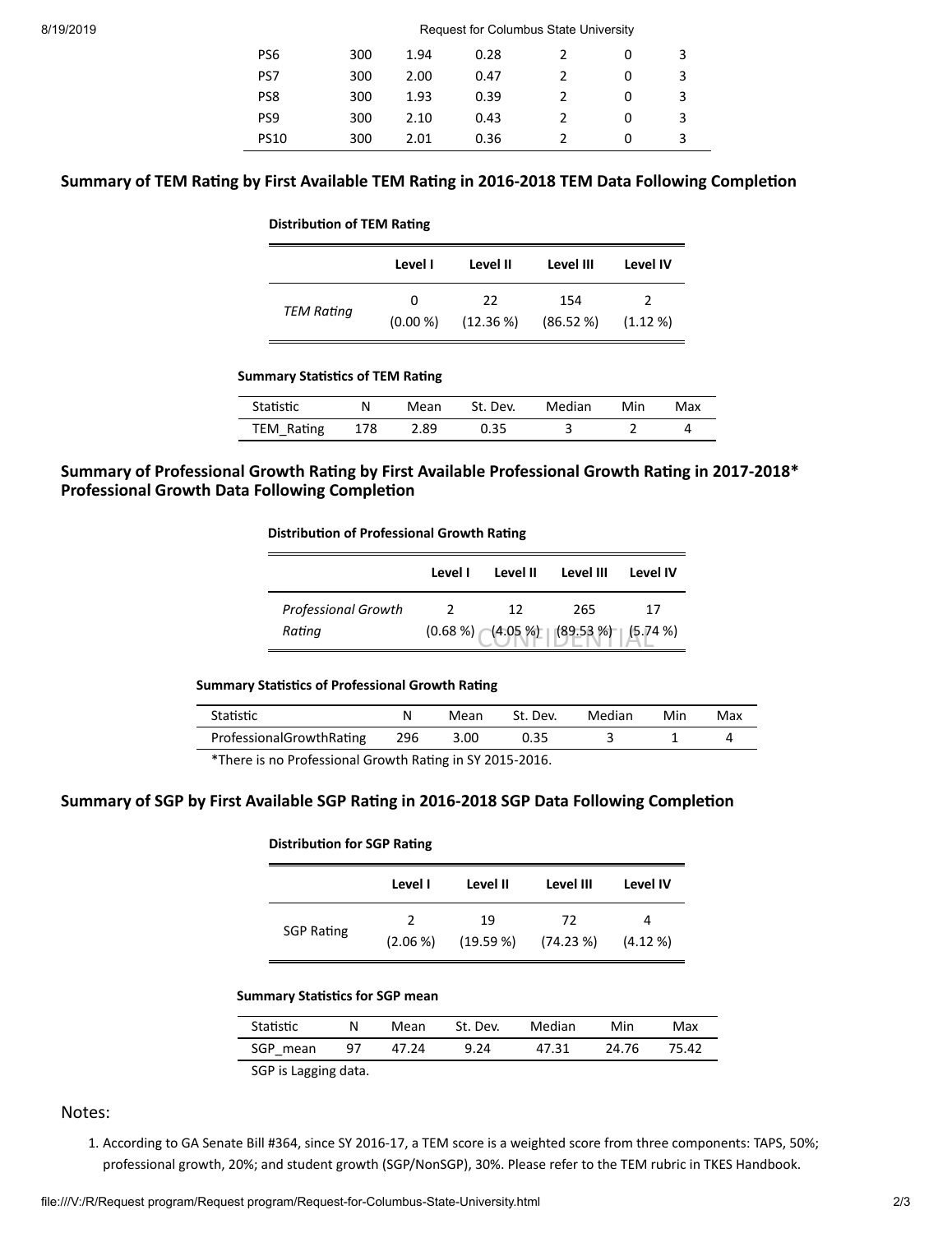| PS6 | 300 | 1.94 | 0.28 | 2 | 0 | 3 |
|---|---|---|---|---|---|---|
| PS7 | 300 | 2.00 | 0.47 | 2 | 0 | 3 |
| PS8 | 300 | 1.93 | 0.39 | 2 | 0 | 3 |
| PS9 | 300 | 2.10 | 0.43 | 2 | 0 | 3 |
| PS10 | 300 | 2.01 | 0.36 | 2 | 0 | 3 |

## Summary of TEM Rating by First Available TEM Rating in 2016-2018 TEM Data Following Completion

**Distribution of TEM Rating**

| | Level I | Level II | Level III | Level IV |
|---|---|---|---|---|
| *TEM Rating* | 0 (0.00 %) | 22 (12.36 %) | 154 (86.52 %) | 2 (1.12 %) |

**Summary Statistics of TEM Rating**

| Statistic | N | Mean | St. Dev. | Median | Min | Max |
|---|---|---|---|---|---|---|
| TEM_Rating | 178 | 2.89 | 0.35 | 3 | 2 | 4 |

## Summary of Professional Growth Rating by First Available Professional Growth Rating in 2017-2018* Professional Growth Data Following Completion

**Distribution of Professional Growth Rating**

| | Level I | Level II | Level III | Level IV |
|---|---|---|---|---|
| *Professional Growth Rating* | 2 (0.68 %) | 12 (4.05 %) | 265 (89.53 %) | 17 (5.74 %) |

**Summary Statistics of Professional Growth Rating**

| Statistic | N | Mean | St. Dev. | Median | Min | Max |
|---|---|---|---|---|---|---|
| ProfessionalGrowthRating | 296 | 3.00 | 0.35 | 3 | 1 | 4 |

*There is no Professional Growth Rating in SY 2015-2016.

## Summary of SGP by First Available SGP Rating in 2016-2018 SGP Data Following Completion

**Distribution for SGP Rating**

| | Level I | Level II | Level III | Level IV |
|---|---|---|---|---|
| SGP Rating | 2 (2.06 %) | 19 (19.59 %) | 72 (74.23 %) | 4 (4.12 %) |

**Summary Statistics for SGP mean**

| Statistic | N | Mean | St. Dev. | Median | Min | Max |
|---|---|---|---|---|---|---|
| SGP_mean | 97 | 47.24 | 9.24 | 47.31 | 24.76 | 75.42 |

SGP is Lagging data.

Notes:

1. According to GA Senate Bill #364, since SY 2016-17, a TEM score is a weighted score from three components: TAPS, 50%; professional growth, 20%; and student growth (SGP/NonSGP), 30%. Please refer to the TEM rubric in TKES Handbook.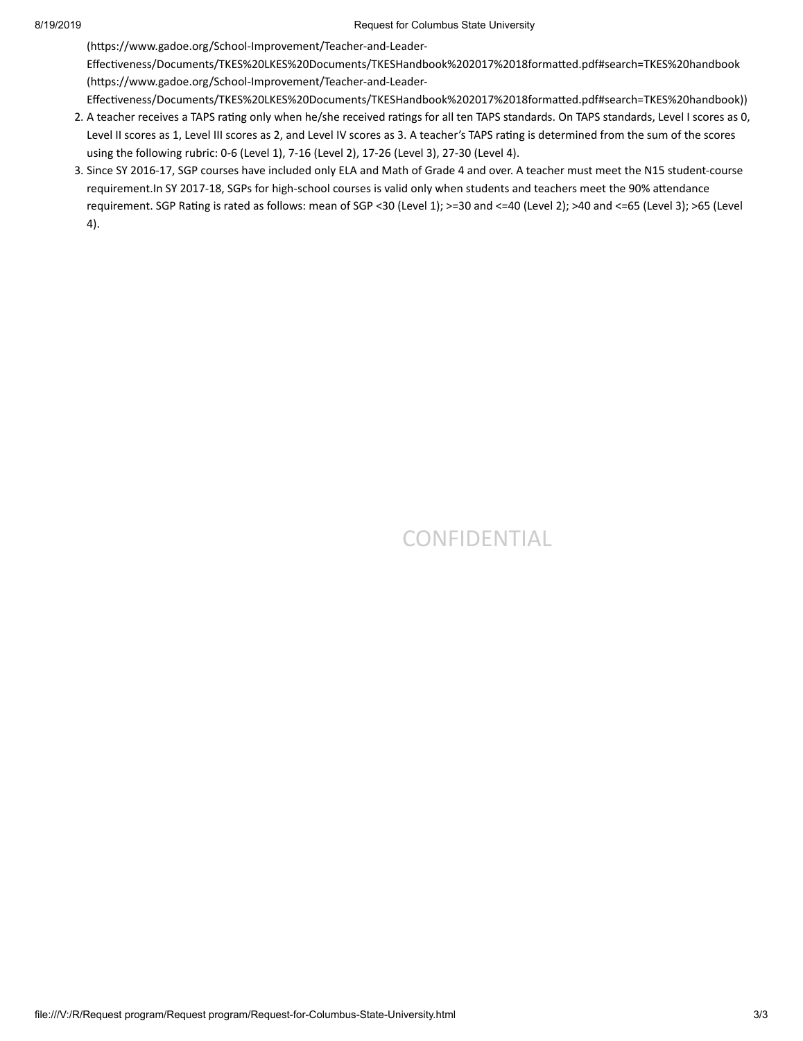(https://www.gadoe.org/School-Improvement/Teacher-and-Leader-Effectiveness/Documents/TKES%20LKES%20Documents/TKESHandbook%202017%2018formatted.pdf#search=TKES%20handbook (https://www.gadoe.org/School-Improvement/Teacher-and-Leader-Effectiveness/Documents/TKES%20LKES%20Documents/TKESHandbook%202017%2018formatted.pdf#search=TKES%20handbook))

2. A teacher receives a TAPS rating only when he/she received ratings for all ten TAPS standards. On TAPS standards, Level I scores as 0, Level II scores as 1, Level III scores as 2, and Level IV scores as 3. A teacher's TAPS rating is determined from the sum of the scores using the following rubric: 0-6 (Level 1), 7-16 (Level 2), 17-26 (Level 3), 27-30 (Level 4).
3. Since SY 2016-17, SGP courses have included only ELA and Math of Grade 4 and over. A teacher must meet the N15 student-course requirement.In SY 2017-18, SGPs for high-school courses is valid only when students and teachers meet the 90% attendance requirement. SGP Rating is rated as follows: mean of SGP <30 (Level 1); >=30 and <=40 (Level 2); >40 and <=65 (Level 3); >65 (Level 4).

CONFIDENTIAL